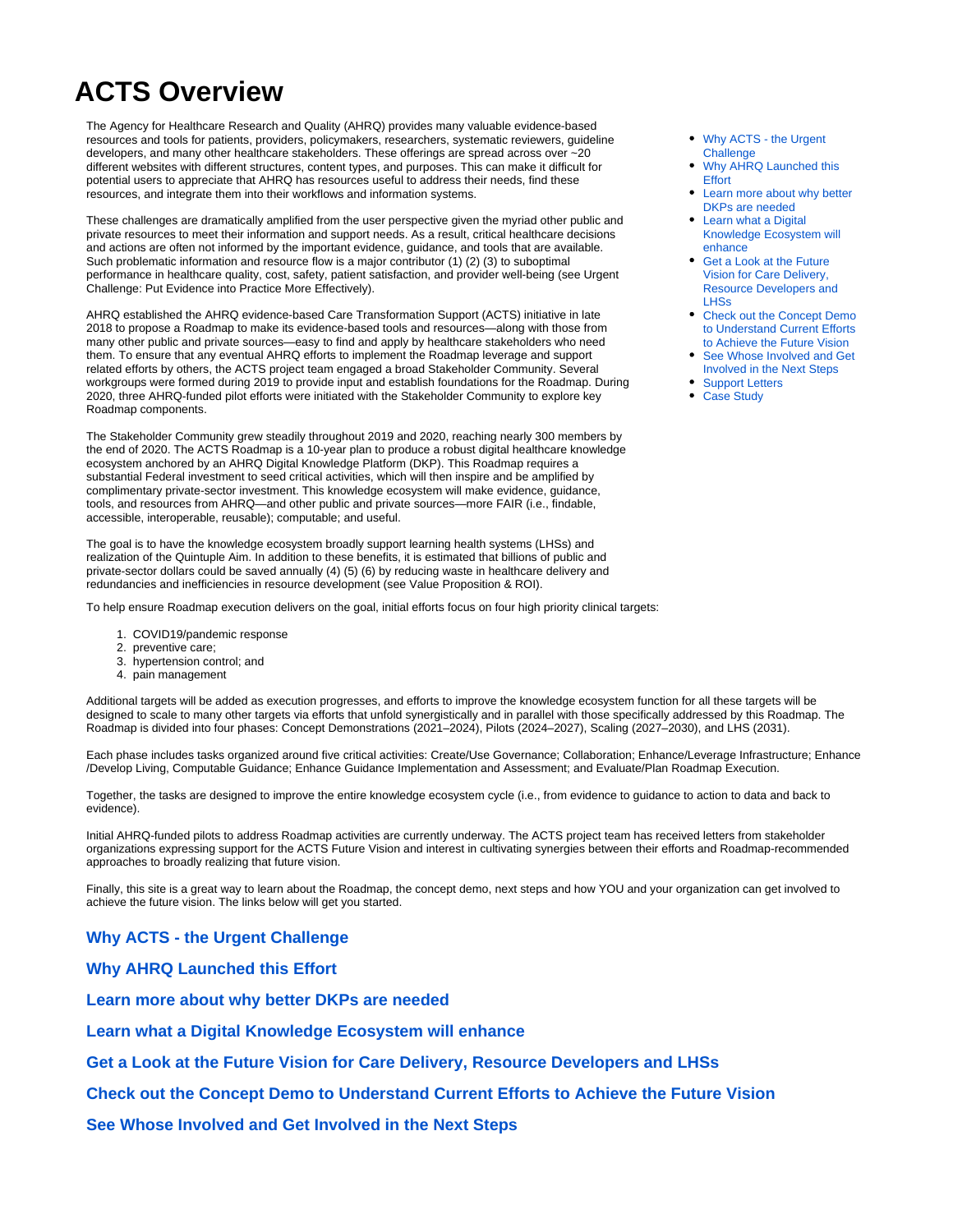# ACTS Overview

- Why ACTS - the Urgent Challenge
- Why AHRQ Launched this Effort
- Learn more about why better DKPs are needed
- Learn what a Digital Knowledge Ecosystem will enhance
- Get a Look at the Future Vision for Care Delivery, Resource Developers and LHSs
- Check out the Concept Demo to Understand Current Efforts to Achieve the Future Vision
- See Whose Involved and Get Involved in the Next Steps
- Support Letters
- Case Study

The Agency for Healthcare Research and Quality (AHRQ) provides many valuable evidence-based resources and tools for patients, providers, policymakers, researchers, systematic reviewers, guideline developers, and many other healthcare stakeholders. These offerings are spread across over ~20 different websites with different structures, content types, and purposes. This can make it difficult for potential users to appreciate that AHRQ has resources useful to address their needs, find these resources, and integrate them into their workflows and information systems.

These challenges are dramatically amplified from the user perspective given the myriad other public and private resources to meet their information and support needs. As a result, critical healthcare decisions and actions are often not informed by the important evidence, guidance, and tools that are available. Such problematic information and resource flow is a major contributor (1) (2) (3) to suboptimal performance in healthcare quality, cost, safety, patient satisfaction, and provider well-being (see Urgent Challenge: Put Evidence into Practice More Effectively).

AHRQ established the AHRQ evidence-based Care Transformation Support (ACTS) initiative in late 2018 to propose a Roadmap to make its evidence-based tools and resources—along with those from many other public and private sources—easy to find and apply by healthcare stakeholders who need them. To ensure that any eventual AHRQ efforts to implement the Roadmap leverage and support related efforts by others, the ACTS project team engaged a broad Stakeholder Community. Several workgroups were formed during 2019 to provide input and establish foundations for the Roadmap. During 2020, three AHRQ-funded pilot efforts were initiated with the Stakeholder Community to explore key Roadmap components.

The Stakeholder Community grew steadily throughout 2019 and 2020, reaching nearly 300 members by the end of 2020. The ACTS Roadmap is a 10-year plan to produce a robust digital healthcare knowledge ecosystem anchored by an AHRQ Digital Knowledge Platform (DKP). This Roadmap requires a substantial Federal investment to seed critical activities, which will then inspire and be amplified by complimentary private-sector investment. This knowledge ecosystem will make evidence, guidance, tools, and resources from AHRQ—and other public and private sources—more FAIR (i.e., findable, accessible, interoperable, reusable); computable; and useful.

The goal is to have the knowledge ecosystem broadly support learning health systems (LHSs) and realization of the Quintuple Aim. In addition to these benefits, it is estimated that billions of public and private-sector dollars could be saved annually (4) (5) (6) by reducing waste in healthcare delivery and redundancies and inefficiencies in resource development (see Value Proposition & ROI).

To help ensure Roadmap execution delivers on the goal, initial efforts focus on four high priority clinical targets:

1. COVID19/pandemic response
2. preventive care;
3. hypertension control; and
4. pain management

Additional targets will be added as execution progresses, and efforts to improve the knowledge ecosystem function for all these targets will be designed to scale to many other targets via efforts that unfold synergistically and in parallel with those specifically addressed by this Roadmap. The Roadmap is divided into four phases: Concept Demonstrations (2021–2024), Pilots (2024–2027), Scaling (2027–2030), and LHS (2031).

Each phase includes tasks organized around five critical activities: Create/Use Governance; Collaboration; Enhance/Leverage Infrastructure; Enhance /Develop Living, Computable Guidance; Enhance Guidance Implementation and Assessment; and Evaluate/Plan Roadmap Execution.

Together, the tasks are designed to improve the entire knowledge ecosystem cycle (i.e., from evidence to guidance to action to data and back to evidence).

Initial AHRQ-funded pilots to address Roadmap activities are currently underway. The ACTS project team has received letters from stakeholder organizations expressing support for the ACTS Future Vision and interest in cultivating synergies between their efforts and Roadmap-recommended approaches to broadly realizing that future vision.

Finally, this site is a great way to learn about the Roadmap, the concept demo, next steps and how YOU and your organization can get involved to achieve the future vision. The links below will get you started.

### Why ACTS - the Urgent Challenge

### Why AHRQ Launched this Effort

### Learn more about why better DKPs are needed

### Learn what a Digital Knowledge Ecosystem will enhance

### Get a Look at the Future Vision for Care Delivery, Resource Developers and LHSs

### Check out the Concept Demo to Understand Current Efforts to Achieve the Future Vision

### See Whose Involved and Get Involved in the Next Steps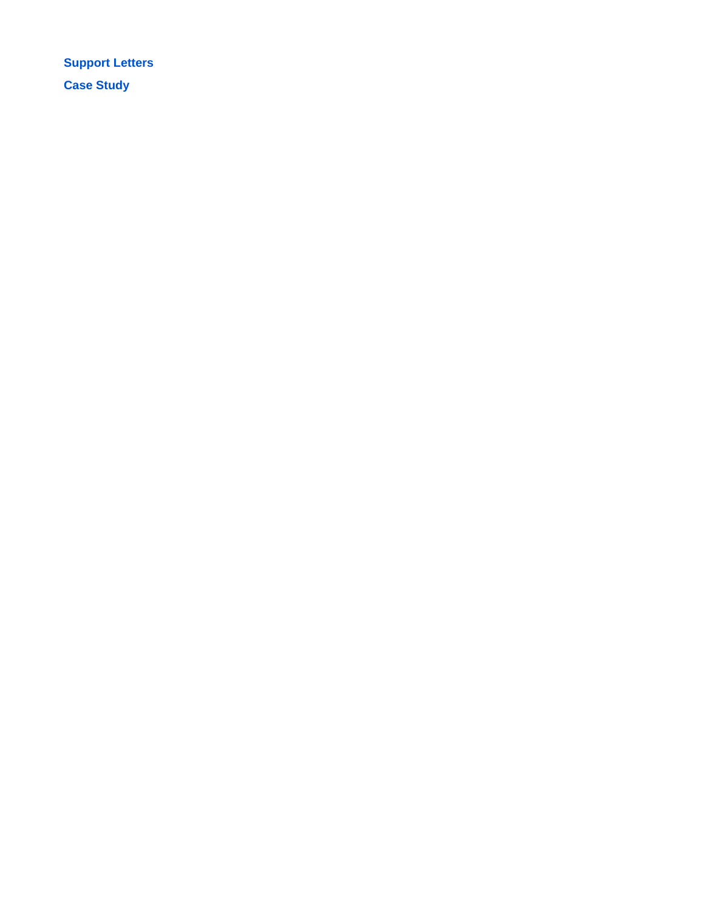**Support Letters**

**Case Study**